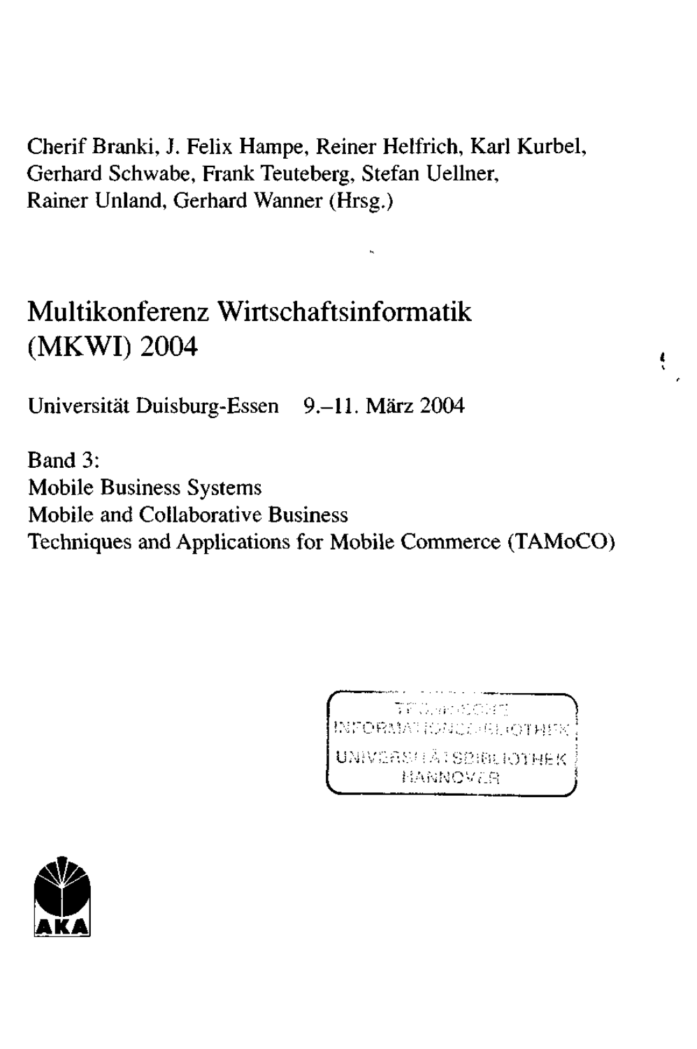Cherif Branki, J. Felix Hampe, Reiner Helfrich, Karl Kurbel, Gerhard Schwabe, Frank Teuteberg, Stefan Uellner, Rainer Unland, Gerhard Wanner (Hrsg.)

# Multikonferenz Wirtschaftsinformatik (MKWI) 2004

Universität Duisburg-Essen 9.–11. März 2004

Band 3:
Mobile Business Systems
Mobile and Collaborative Business
Techniques and Applications for Mobile Commerce (TAMoCO)

TECHNISCHE INFORMATIONSBIBLIOTHEK UNIVERSITÄTSBIBLIOTHEK HANNOVER

AKA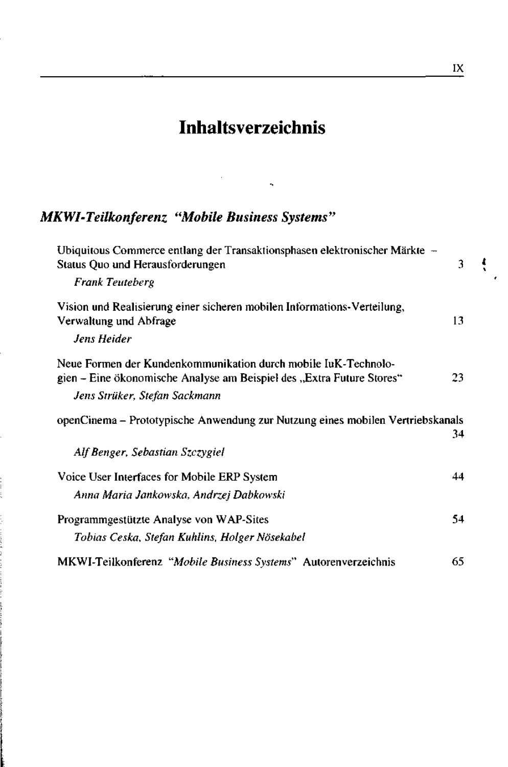# Inhaltsverzeichnis

## *MKWI-Teilkonferenz "Mobile Business Systems"*

Ubiquitous Commerce entlang der Transaktionsphasen elektronischer Märkte – Status Quo und Herausforderungen 3
*Frank Teuteberg*

Vision und Realisierung einer sicheren mobilen Informations-Verteilung, Verwaltung und Abfrage 13
*Jens Heider*

Neue Formen der Kundenkommunikation durch mobile IuK-Technologien – Eine ökonomische Analyse am Beispiel des „Extra Future Stores" 23
*Jens Strüker, Stefan Sackmann*

openCinema – Prototypische Anwendung zur Nutzung eines mobilen Vertriebskanals 34
*Alf Benger, Sebastian Szczygiel*

Voice User Interfaces for Mobile ERP System 44
*Anna Maria Jankowska, Andrzej Dabkowski*

Programmgestützte Analyse von WAP-Sites 54
*Tobias Ceska, Stefan Kuhlins, Holger Nösekabel*

MKWI-Teilkonferenz *"Mobile Business Systems"* Autorenverzeichnis 65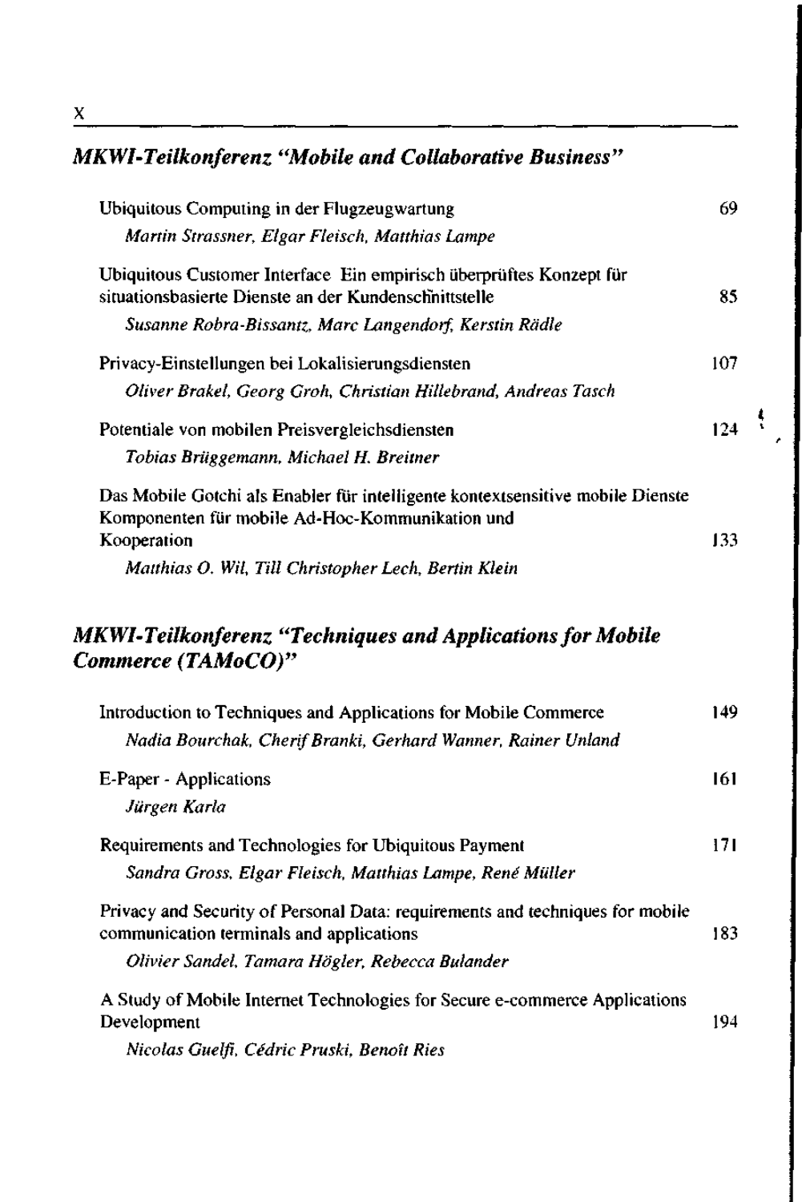## *MKWI-Teilkonferenz "Mobile and Collaborative Business"*

Ubiquitous Computing in der Flugzeugwartung — 69
*Martin Strassner, Elgar Fleisch, Matthias Lampe*

Ubiquitous Customer Interface Ein empirisch überprüftes Konzept für situationsbasierte Dienste an der Kundenschnittstelle — 85
*Susanne Robra-Bissantz, Marc Langendorf, Kerstin Rädle*

Privacy-Einstellungen bei Lokalisierungsdiensten — 107
*Oliver Brakel, Georg Groh, Christian Hillebrand, Andreas Tasch*

Potentiale von mobilen Preisvergleichsdiensten — 124
*Tobias Brüggemann, Michael H. Breitner*

Das Mobile Gotchi als Enabler für intelligente kontextsensitive mobile Dienste Komponenten für mobile Ad-Hoc-Kommunikation und Kooperation — 133
*Matthias O. Wil, Till Christopher Lech, Bertin Klein*

## *MKWI-Teilkonferenz "Techniques and Applications for Mobile Commerce (TAMoCO)"*

Introduction to Techniques and Applications for Mobile Commerce — 149
*Nadia Bourchak, Cherif Branki, Gerhard Wanner, Rainer Unland*

E-Paper - Applications — 161
*Jürgen Karla*

Requirements and Technologies for Ubiquitous Payment — 171
*Sandra Gross, Elgar Fleisch, Matthias Lampe, René Müller*

Privacy and Security of Personal Data: requirements and techniques for mobile communication terminals and applications — 183
*Olivier Sandel, Tamara Högler, Rebecca Bulander*

A Study of Mobile Internet Technologies for Secure e-commerce Applications Development — 194
*Nicolas Guelfi, Cédric Pruski, Benoît Ries*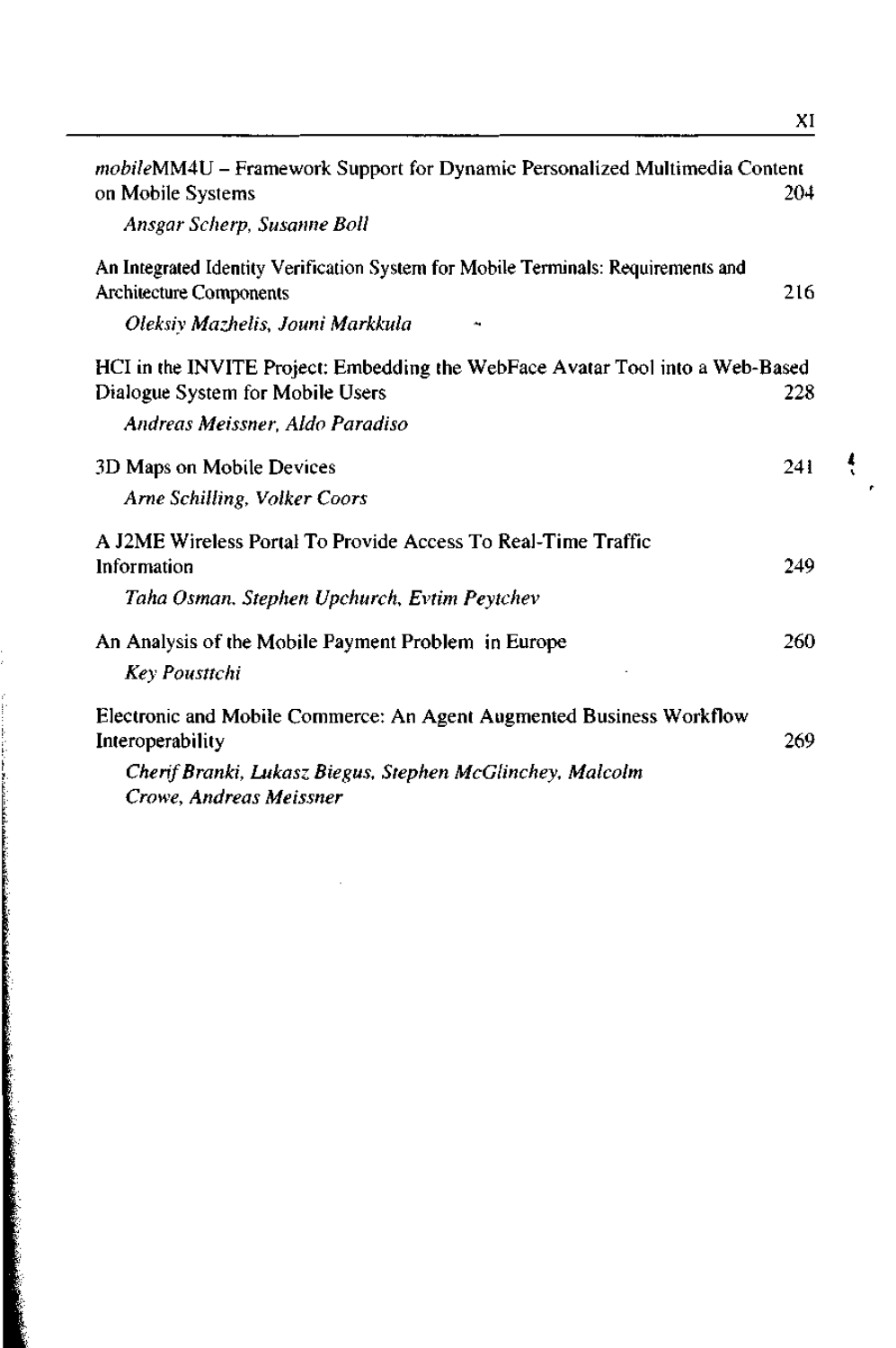*mobile*MM4U – Framework Support for Dynamic Personalized Multimedia Content on Mobile Systems 204

*Ansgar Scherp, Susanne Boll*

An Integrated Identity Verification System for Mobile Terminals: Requirements and Architecture Components 216

*Oleksiy Mazhelis, Jouni Markkula*

HCI in the INVITE Project: Embedding the WebFace Avatar Tool into a Web-Based Dialogue System for Mobile Users 228

*Andreas Meissner, Aldo Paradiso*

3D Maps on Mobile Devices 241

*Arne Schilling, Volker Coors*

A J2ME Wireless Portal To Provide Access To Real-Time Traffic Information 249

*Taha Osman, Stephen Upchurch, Evtim Peytchev*

An Analysis of the Mobile Payment Problem in Europe 260

*Key Pousttchi*

Electronic and Mobile Commerce: An Agent Augmented Business Workflow Interoperability 269

*Cherif Branki, Lukasz Biegus, Stephen McGlinchey, Malcolm Crowe, Andreas Meissner*